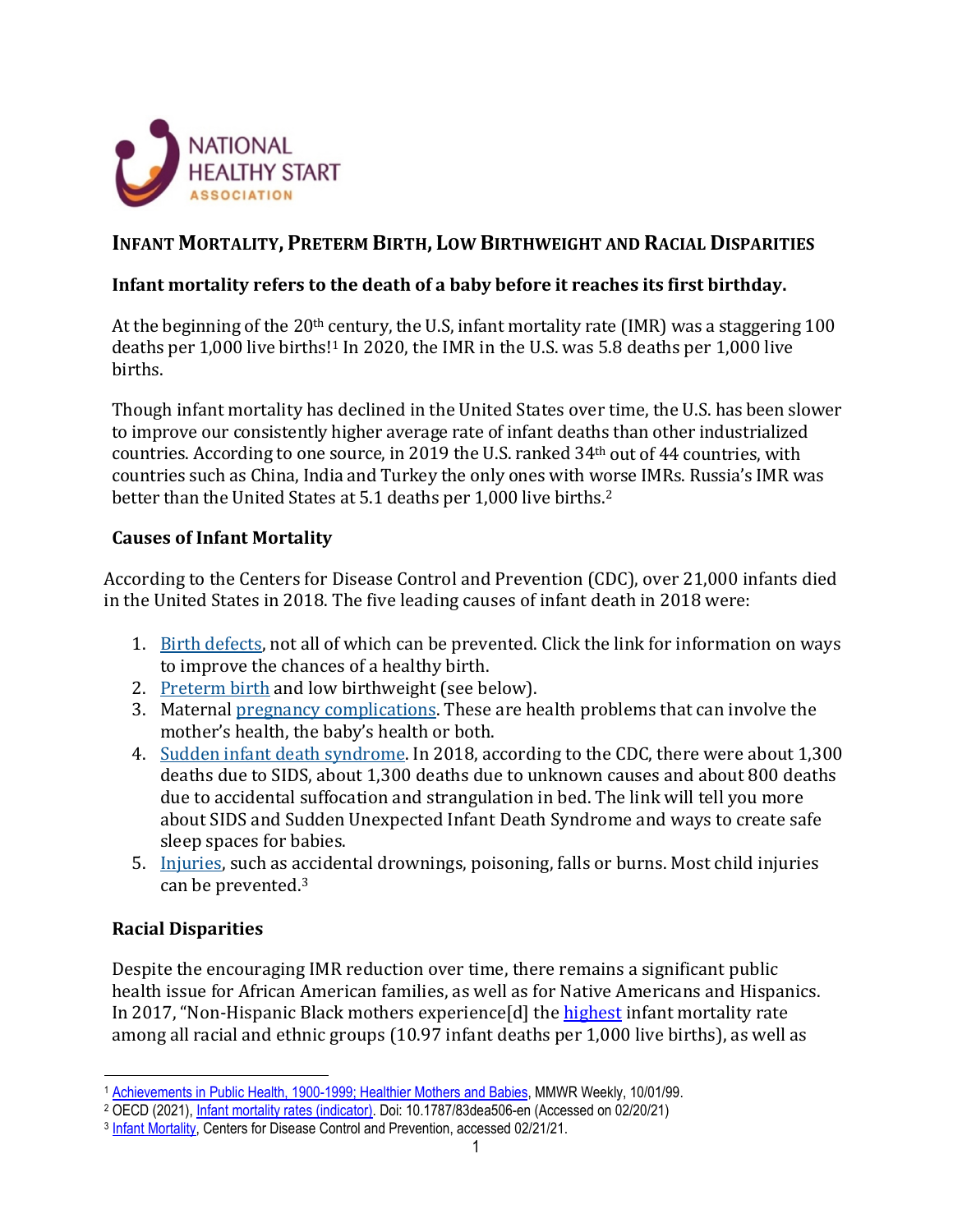NATIONAL HEALTHY START ASSOCIATION

## INFANT MORTALITY, PRETERM BIRTH, LOW BIRTHWEIGHT AND RACIAL DISPARITIES

**Infant mortality refers to the death of a baby before it reaches its first birthday.**

At the beginning of the 20th century, the U.S, infant mortality rate (IMR) was a staggering 100 deaths per 1,000 live births![1] In 2020, the IMR in the U.S. was 5.8 deaths per 1,000 live births.

Though infant mortality has declined in the United States over time, the U.S. has been slower to improve our consistently higher average rate of infant deaths than other industrialized countries. According to one source, in 2019 the U.S. ranked 34th out of 44 countries, with countries such as China, India and Turkey the only ones with worse IMRs. Russia's IMR was better than the United States at 5.1 deaths per 1,000 live births.[2]

### Causes of Infant Mortality

According to the Centers for Disease Control and Prevention (CDC), over 21,000 infants died in the United States in 2018. The five leading causes of infant death in 2018 were:

1. Birth defects, not all of which can be prevented. Click the link for information on ways to improve the chances of a healthy birth.
2. Preterm birth and low birthweight (see below).
3. Maternal pregnancy complications. These are health problems that can involve the mother's health, the baby's health or both.
4. Sudden infant death syndrome. In 2018, according to the CDC, there were about 1,300 deaths due to SIDS, about 1,300 deaths due to unknown causes and about 800 deaths due to accidental suffocation and strangulation in bed. The link will tell you more about SIDS and Sudden Unexpected Infant Death Syndrome and ways to create safe sleep spaces for babies.
5. Injuries, such as accidental drownings, poisoning, falls or burns. Most child injuries can be prevented.[3]

### Racial Disparities

Despite the encouraging IMR reduction over time, there remains a significant public health issue for African American families, as well as for Native Americans and Hispanics. In 2017, "Non-Hispanic Black mothers experience[d] the highest infant mortality rate among all racial and ethnic groups (10.97 infant deaths per 1,000 live births), as well as

---

[1] Achievements in Public Health, 1900-1999; Healthier Mothers and Babies, MMWR Weekly, 10/01/99.

[2] OECD (2021), Infant mortality rates (indicator). Doi: 10.1787/83dea506-en (Accessed on 02/20/21)

[3] Infant Mortality, Centers for Disease Control and Prevention, accessed 02/21/21.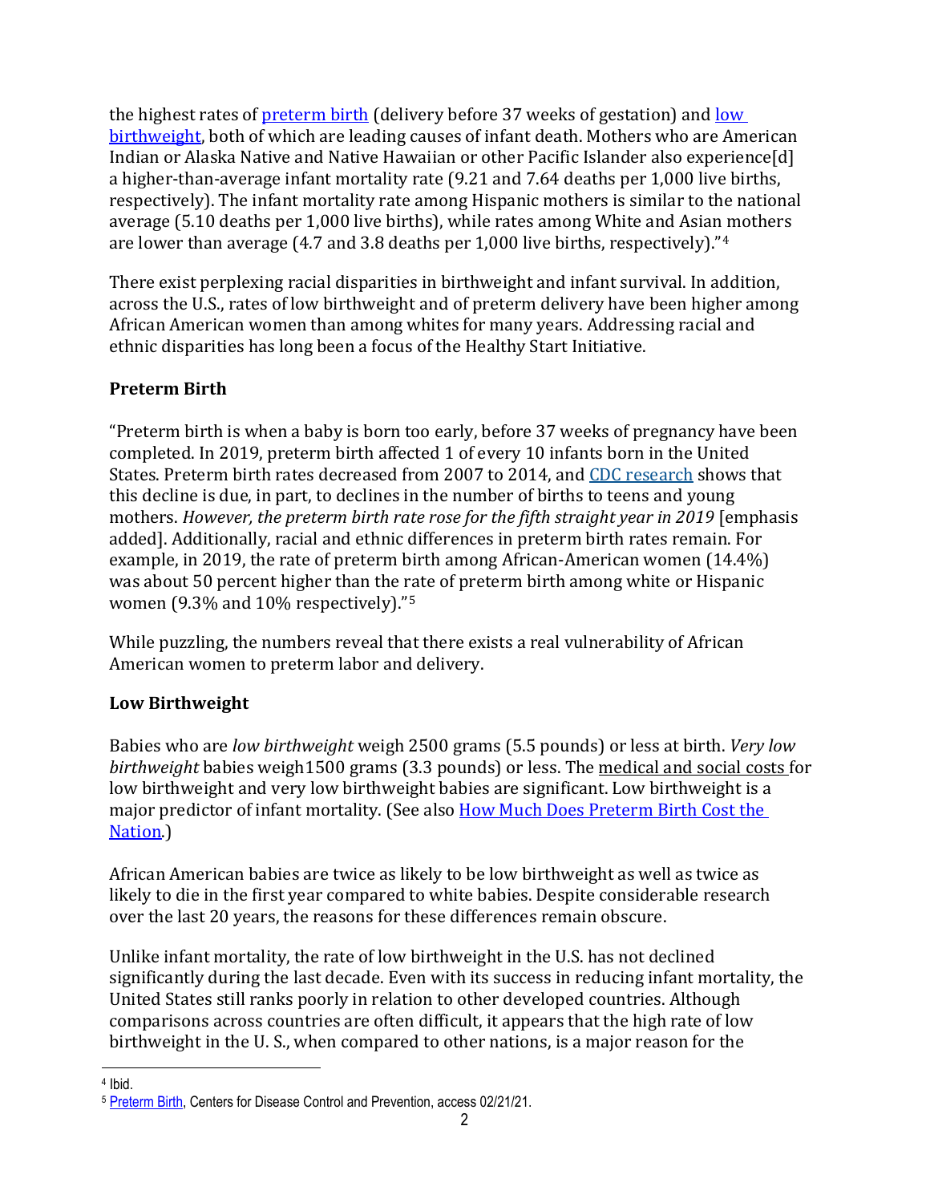the highest rates of preterm birth (delivery before 37 weeks of gestation) and low birthweight, both of which are leading causes of infant death. Mothers who are American Indian or Alaska Native and Native Hawaiian or other Pacific Islander also experience[d] a higher-than-average infant mortality rate (9.21 and 7.64 deaths per 1,000 live births, respectively). The infant mortality rate among Hispanic mothers is similar to the national average (5.10 deaths per 1,000 live births), while rates among White and Asian mothers are lower than average (4.7 and 3.8 deaths per 1,000 live births, respectively)."[4]

There exist perplexing racial disparities in birthweight and infant survival. In addition, across the U.S., rates of low birthweight and of preterm delivery have been higher among African American women than among whites for many years. Addressing racial and ethnic disparities has long been a focus of the Healthy Start Initiative.

**Preterm Birth**

"Preterm birth is when a baby is born too early, before 37 weeks of pregnancy have been completed. In 2019, preterm birth affected 1 of every 10 infants born in the United States. Preterm birth rates decreased from 2007 to 2014, and CDC research shows that this decline is due, in part, to declines in the number of births to teens and young mothers. *However, the preterm birth rate rose for the fifth straight year in 2019* [emphasis added]. Additionally, racial and ethnic differences in preterm birth rates remain. For example, in 2019, the rate of preterm birth among African-American women (14.4%) was about 50 percent higher than the rate of preterm birth among white or Hispanic women (9.3% and 10% respectively)."[5]

While puzzling, the numbers reveal that there exists a real vulnerability of African American women to preterm labor and delivery.

**Low Birthweight**

Babies who are *low birthweight* weigh 2500 grams (5.5 pounds) or less at birth. *Very low birthweight* babies weigh1500 grams (3.3 pounds) or less. The medical and social costs for low birthweight and very low birthweight babies are significant. Low birthweight is a major predictor of infant mortality. (See also How Much Does Preterm Birth Cost the Nation.)

African American babies are twice as likely to be low birthweight as well as twice as likely to die in the first year compared to white babies. Despite considerable research over the last 20 years, the reasons for these differences remain obscure.

Unlike infant mortality, the rate of low birthweight in the U.S. has not declined significantly during the last decade. Even with its success in reducing infant mortality, the United States still ranks poorly in relation to other developed countries. Although comparisons across countries are often difficult, it appears that the high rate of low birthweight in the U. S., when compared to other nations, is a major reason for the

---

[4] Ibid.

[5] Preterm Birth, Centers for Disease Control and Prevention, access 02/21/21.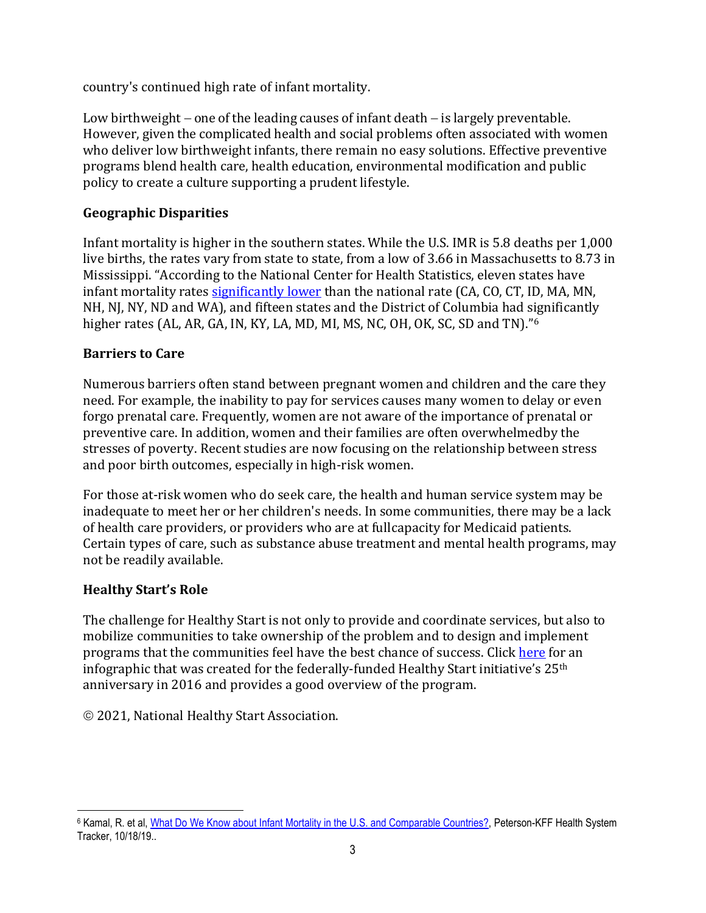country's continued high rate of infant mortality.

Low birthweight – one of the leading causes of infant death – is largely preventable. However, given the complicated health and social problems often associated with women who deliver low birthweight infants, there remain no easy solutions. Effective preventive programs blend health care, health education, environmental modification and public policy to create a culture supporting a prudent lifestyle.

## Geographic Disparities

Infant mortality is higher in the southern states. While the U.S. IMR is 5.8 deaths per 1,000 live births, the rates vary from state to state, from a low of 3.66 in Massachusetts to 8.73 in Mississippi. "According to the National Center for Health Statistics, eleven states have infant mortality rates significantly lower than the national rate (CA, CO, CT, ID, MA, MN, NH, NJ, NY, ND and WA), and fifteen states and the District of Columbia had significantly higher rates (AL, AR, GA, IN, KY, LA, MD, MI, MS, NC, OH, OK, SC, SD and TN)."[6]

## Barriers to Care

Numerous barriers often stand between pregnant women and children and the care they need. For example, the inability to pay for services causes many women to delay or even forgo prenatal care. Frequently, women are not aware of the importance of prenatal or preventive care. In addition, women and their families are often overwhelmedby the stresses of poverty. Recent studies are now focusing on the relationship between stress and poor birth outcomes, especially in high-risk women.

For those at-risk women who do seek care, the health and human service system may be inadequate to meet her or her children's needs. In some communities, there may be a lack of health care providers, or providers who are at fullcapacity for Medicaid patients. Certain types of care, such as substance abuse treatment and mental health programs, may not be readily available.

## Healthy Start's Role

The challenge for Healthy Start is not only to provide and coordinate services, but also to mobilize communities to take ownership of the problem and to design and implement programs that the communities feel have the best chance of success. Click here for an infographic that was created for the federally-funded Healthy Start initiative's 25th anniversary in 2016 and provides a good overview of the program.

© 2021, National Healthy Start Association.

---

[6] Kamal, R. et al, What Do We Know about Infant Mortality in the U.S. and Comparable Countries?, Peterson-KFF Health System Tracker, 10/18/19..